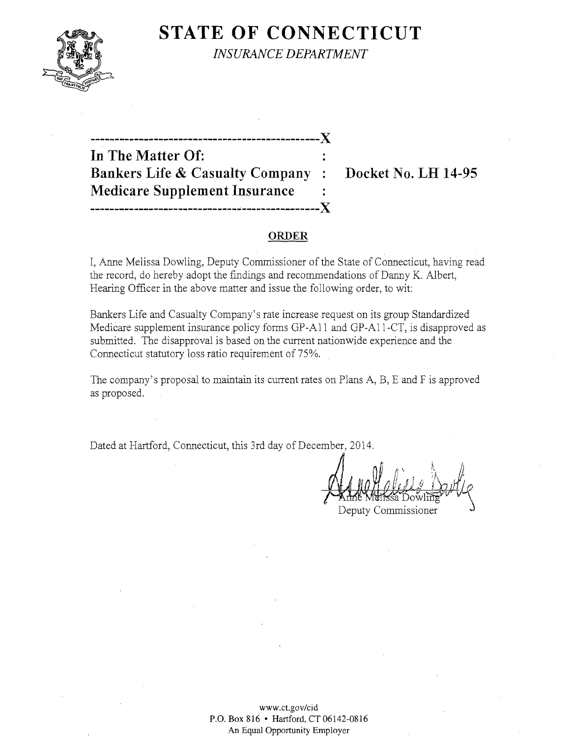# STATE OF CONNECTICUT

*INSURANCE DEPARTMENT*

---------------------------------------------X

**In The Matter Of:** :

**Bankers Life & Casualty Company** : **Docket No. LH 14-95**

**Medicare Supplement Insurance** :

---------------------------------------------X

## ORDER

I, Anne Melissa Dowling, Deputy Commissioner of the State of Connecticut, having read the record, do hereby adopt the findings and recommendations of Danny K. Albert, Hearing Officer in the above matter and issue the following order, to wit:

Bankers Life and Casualty Company's rate increase request on its group Standardized Medicare supplement insurance policy forms GP-A11 and GP-A11-CT, is disapproved as submitted. The disapproval is based on the current nationwide experience and the Connecticut statutory loss ratio requirement of 75%.

The company's proposal to maintain its current rates on Plans A, B, E and F is approved as proposed.

Dated at Hartford, Connecticut, this 3rd day of December, 2014.

Anne Melissa Dowling
Deputy Commissioner

www.ct.gov/cid
P.O. Box 816 • Hartford, CT 06142-0816
An Equal Opportunity Employer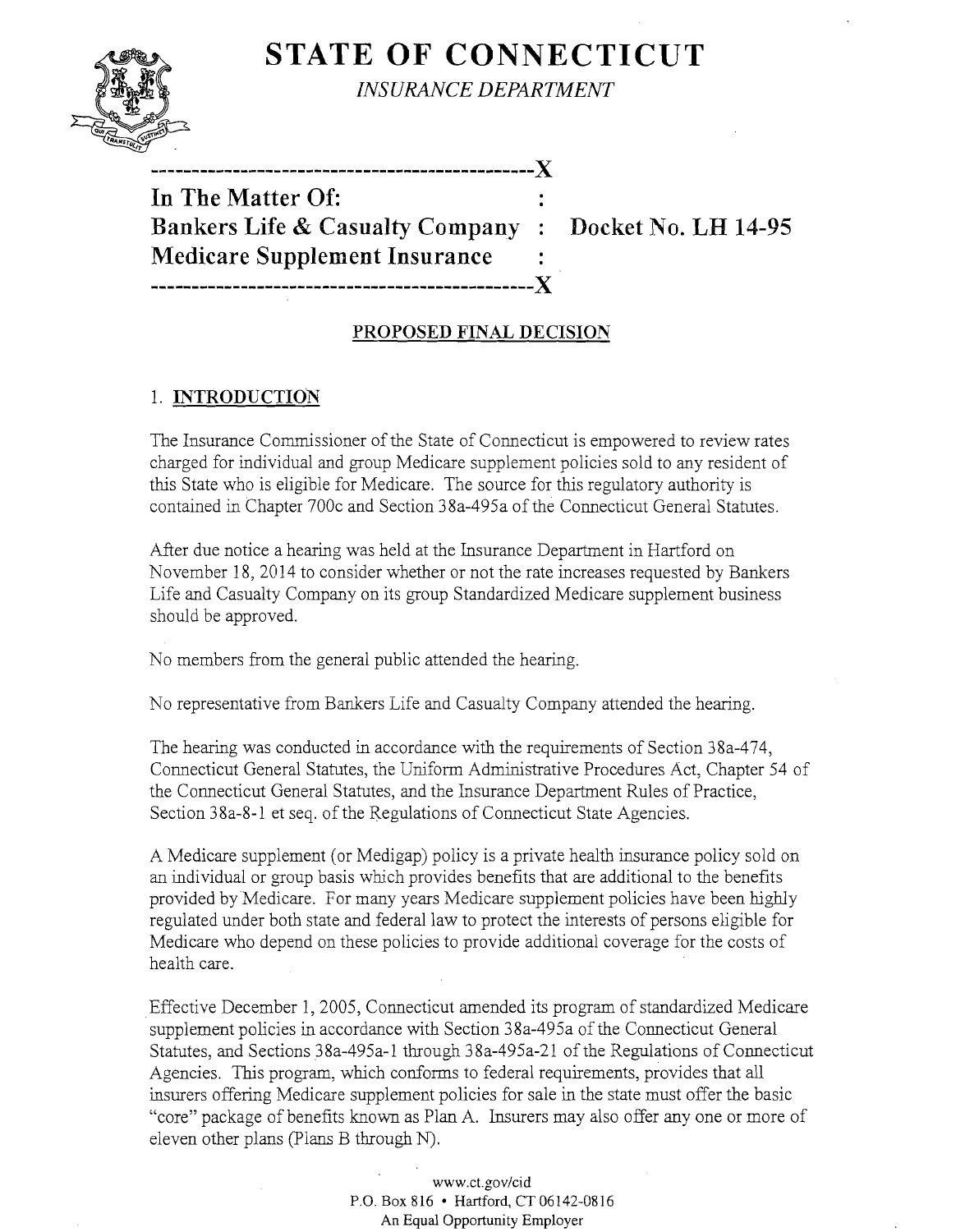# STATE OF CONNECTICUT

*INSURANCE DEPARTMENT*

| | | |
|---|---|---|
| **In The Matter Of:** | : | |
| **Bankers Life & Casualty Company** | : | **Docket No. LH 14-95** |
| **Medicare Supplement Insurance** | : | |

## PROPOSED FINAL DECISION

### 1. INTRODUCTION

The Insurance Commissioner of the State of Connecticut is empowered to review rates charged for individual and group Medicare supplement policies sold to any resident of this State who is eligible for Medicare. The source for this regulatory authority is contained in Chapter 700c and Section 38a-495a of the Connecticut General Statutes.

After due notice a hearing was held at the Insurance Department in Hartford on November 18, 2014 to consider whether or not the rate increases requested by Bankers Life and Casualty Company on its group Standardized Medicare supplement business should be approved.

No members from the general public attended the hearing.

No representative from Bankers Life and Casualty Company attended the hearing.

The hearing was conducted in accordance with the requirements of Section 38a-474, Connecticut General Statutes, the Uniform Administrative Procedures Act, Chapter 54 of the Connecticut General Statutes, and the Insurance Department Rules of Practice, Section 38a-8-1 et seq. of the Regulations of Connecticut State Agencies.

A Medicare supplement (or Medigap) policy is a private health insurance policy sold on an individual or group basis which provides benefits that are additional to the benefits provided by Medicare. For many years Medicare supplement policies have been highly regulated under both state and federal law to protect the interests of persons eligible for Medicare who depend on these policies to provide additional coverage for the costs of health care.

Effective December 1, 2005, Connecticut amended its program of standardized Medicare supplement policies in accordance with Section 38a-495a of the Connecticut General Statutes, and Sections 38a-495a-1 through 38a-495a-21 of the Regulations of Connecticut Agencies. This program, which conforms to federal requirements, provides that all insurers offering Medicare supplement policies for sale in the state must offer the basic "core" package of benefits known as Plan A. Insurers may also offer any one or more of eleven other plans (Plans B through N).

www.ct.gov/cid
P.O. Box 816 • Hartford, CT 06142-0816
An Equal Opportunity Employer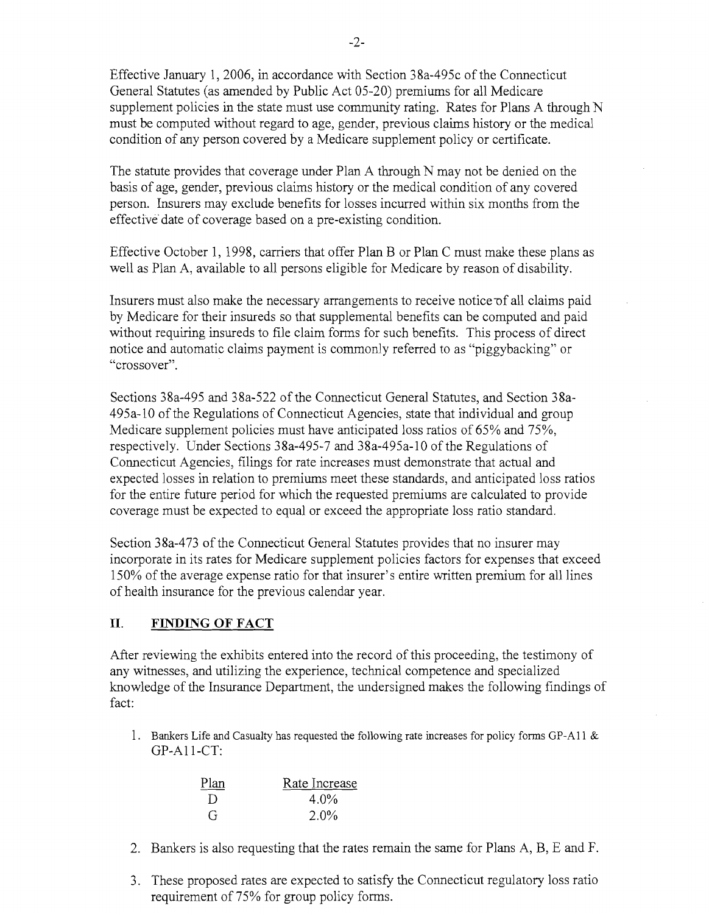Effective January 1, 2006, in accordance with Section 38a-495c of the Connecticut General Statutes (as amended by Public Act 05-20) premiums for all Medicare supplement policies in the state must use community rating. Rates for Plans A through N must be computed without regard to age, gender, previous claims history or the medical condition of any person covered by a Medicare supplement policy or certificate.

The statute provides that coverage under Plan A through N may not be denied on the basis of age, gender, previous claims history or the medical condition of any covered person. Insurers may exclude benefits for losses incurred within six months from the effective date of coverage based on a pre-existing condition.

Effective October 1, 1998, carriers that offer Plan B or Plan C must make these plans as well as Plan A, available to all persons eligible for Medicare by reason of disability.

Insurers must also make the necessary arrangements to receive notice of all claims paid by Medicare for their insureds so that supplemental benefits can be computed and paid without requiring insureds to file claim forms for such benefits. This process of direct notice and automatic claims payment is commonly referred to as "piggybacking" or "crossover".

Sections 38a-495 and 38a-522 of the Connecticut General Statutes, and Section 38a-495a-10 of the Regulations of Connecticut Agencies, state that individual and group Medicare supplement policies must have anticipated loss ratios of 65% and 75%, respectively. Under Sections 38a-495-7 and 38a-495a-10 of the Regulations of Connecticut Agencies, filings for rate increases must demonstrate that actual and expected losses in relation to premiums meet these standards, and anticipated loss ratios for the entire future period for which the requested premiums are calculated to provide coverage must be expected to equal or exceed the appropriate loss ratio standard.

Section 38a-473 of the Connecticut General Statutes provides that no insurer may incorporate in its rates for Medicare supplement policies factors for expenses that exceed 150% of the average expense ratio for that insurer's entire written premium for all lines of health insurance for the previous calendar year.

## II. FINDING OF FACT

After reviewing the exhibits entered into the record of this proceeding, the testimony of any witnesses, and utilizing the experience, technical competence and specialized knowledge of the Insurance Department, the undersigned makes the following findings of fact:

1. Bankers Life and Casualty has requested the following rate increases for policy forms GP-A11 & GP-A11-CT:

| Plan | Rate Increase |
|---|---|
| D | 4.0% |
| G | 2.0% |

2. Bankers is also requesting that the rates remain the same for Plans A, B, E and F.

3. These proposed rates are expected to satisfy the Connecticut regulatory loss ratio requirement of 75% for group policy forms.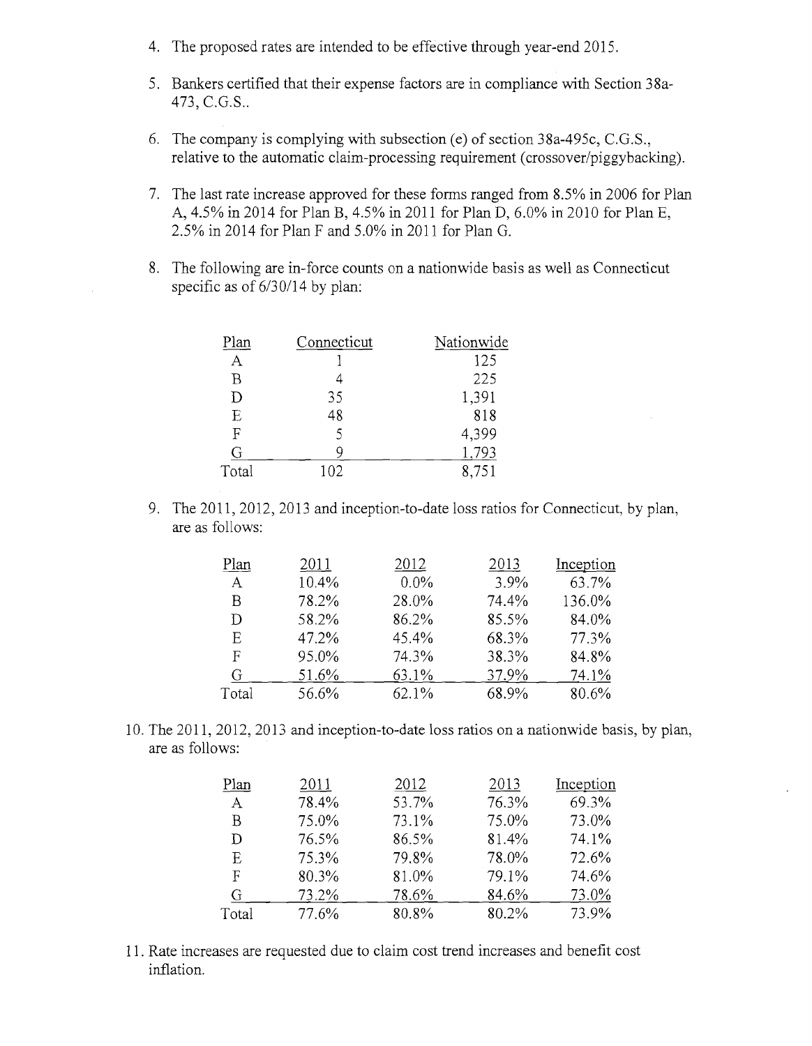4. The proposed rates are intended to be effective through year-end 2015.

5. Bankers certified that their expense factors are in compliance with Section 38a-473, C.G.S..

6. The company is complying with subsection (e) of section 38a-495c, C.G.S., relative to the automatic claim-processing requirement (crossover/piggybacking).

7. The last rate increase approved for these forms ranged from 8.5% in 2006 for Plan A, 4.5% in 2014 for Plan B, 4.5% in 2011 for Plan D, 6.0% in 2010 for Plan E, 2.5% in 2014 for Plan F and 5.0% in 2011 for Plan G.

8. The following are in-force counts on a nationwide basis as well as Connecticut specific as of 6/30/14 by plan:

| Plan | Connecticut | Nationwide |
|---|---|---|
| A | 1 | 125 |
| B | 4 | 225 |
| D | 35 | 1,391 |
| E | 48 | 818 |
| F | 5 | 4,399 |
| G | 9 | 1,793 |
| Total | 102 | 8,751 |

9. The 2011, 2012, 2013 and inception-to-date loss ratios for Connecticut, by plan, are as follows:

| Plan | 2011 | 2012 | 2013 | Inception |
|---|---|---|---|---|
| A | 10.4% | 0.0% | 3.9% | 63.7% |
| B | 78.2% | 28.0% | 74.4% | 136.0% |
| D | 58.2% | 86.2% | 85.5% | 84.0% |
| E | 47.2% | 45.4% | 68.3% | 77.3% |
| F | 95.0% | 74.3% | 38.3% | 84.8% |
| G | 51.6% | 63.1% | 37.9% | 74.1% |
| Total | 56.6% | 62.1% | 68.9% | 80.6% |

10. The 2011, 2012, 2013 and inception-to-date loss ratios on a nationwide basis, by plan, are as follows:

| Plan | 2011 | 2012 | 2013 | Inception |
|---|---|---|---|---|
| A | 78.4% | 53.7% | 76.3% | 69.3% |
| B | 75.0% | 73.1% | 75.0% | 73.0% |
| D | 76.5% | 86.5% | 81.4% | 74.1% |
| E | 75.3% | 79.8% | 78.0% | 72.6% |
| F | 80.3% | 81.0% | 79.1% | 74.6% |
| G | 73.2% | 78.6% | 84.6% | 73.0% |
| Total | 77.6% | 80.8% | 80.2% | 73.9% |

11. Rate increases are requested due to claim cost trend increases and benefit cost inflation.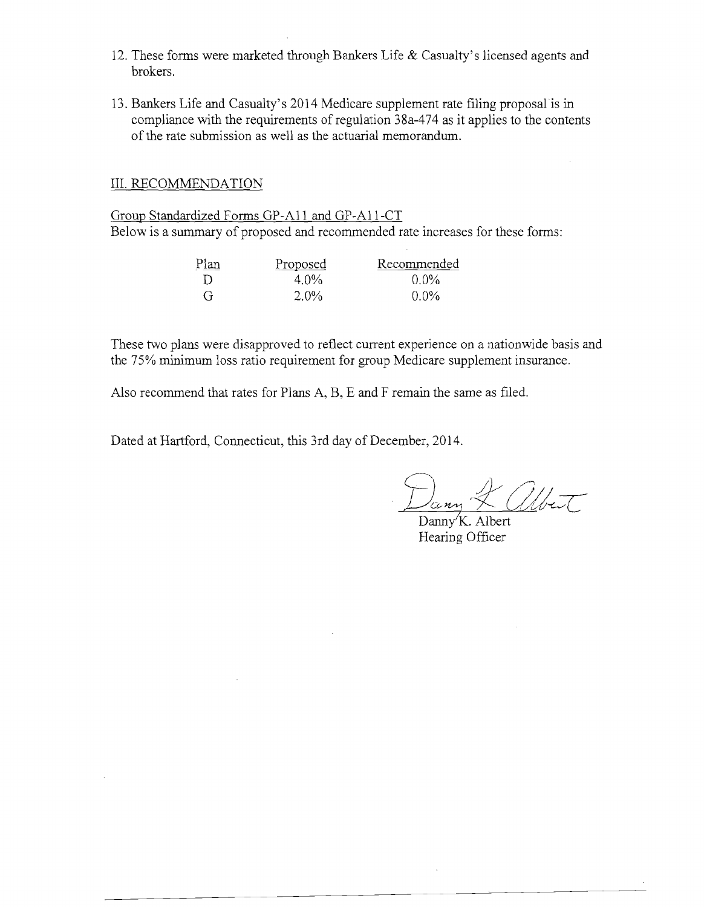12. These forms were marketed through Bankers Life & Casualty's licensed agents and brokers.

13. Bankers Life and Casualty's 2014 Medicare supplement rate filing proposal is in compliance with the requirements of regulation 38a-474 as it applies to the contents of the rate submission as well as the actuarial memorandum.

## III. RECOMMENDATION

Group Standardized Forms GP-A11 and GP-A11-CT

Below is a summary of proposed and recommended rate increases for these forms:

| Plan | Proposed | Recommended |
|---|---|---|
| D | 4.0% | 0.0% |
| G | 2.0% | 0.0% |

These two plans were disapproved to reflect current experience on a nationwide basis and the 75% minimum loss ratio requirement for group Medicare supplement insurance.

Also recommend that rates for Plans A, B, E and F remain the same as filed.

Dated at Hartford, Connecticut, this 3rd day of December, 2014.

Danny K. Albert
Hearing Officer